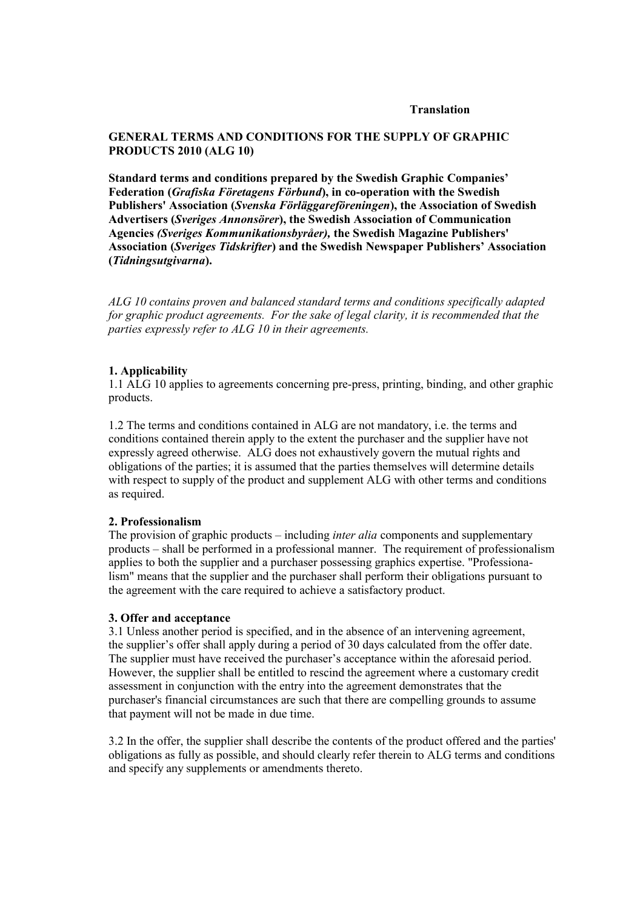**Translation**

# GENERAL TERMS AND CONDITIONS FOR THE SUPPLY OF GRAPHIC PRODUCTS 2010 (ALG 10)

**Standard terms and conditions prepared by the Swedish Graphic Companies' Federation (*Grafiska Företagens Förbund*), in co-operation with the Swedish Publishers' Association (*Svenska Förläggareföreningen*), the Association of Swedish Advertisers (*Sveriges Annonsörer*), the Swedish Association of Communication Agencies *(Sveriges Kommunikationsbyråer),* the Swedish Magazine Publishers' Association (*Sveriges Tidskrifter*) and the Swedish Newspaper Publishers' Association (*Tidningsutgivarna*).**

*ALG 10 contains proven and balanced standard terms and conditions specifically adapted for graphic product agreements. For the sake of legal clarity, it is recommended that the parties expressly refer to ALG 10 in their agreements.*

## 1. Applicability

1.1 ALG 10 applies to agreements concerning pre-press, printing, binding, and other graphic products.

1.2 The terms and conditions contained in ALG are not mandatory, i.e. the terms and conditions contained therein apply to the extent the purchaser and the supplier have not expressly agreed otherwise. ALG does not exhaustively govern the mutual rights and obligations of the parties; it is assumed that the parties themselves will determine details with respect to supply of the product and supplement ALG with other terms and conditions as required.

## 2. Professionalism

The provision of graphic products – including *inter alia* components and supplementary products – shall be performed in a professional manner. The requirement of professionalism applies to both the supplier and a purchaser possessing graphics expertise. "Professionalism" means that the supplier and the purchaser shall perform their obligations pursuant to the agreement with the care required to achieve a satisfactory product.

## 3. Offer and acceptance

3.1 Unless another period is specified, and in the absence of an intervening agreement, the supplier's offer shall apply during a period of 30 days calculated from the offer date. The supplier must have received the purchaser's acceptance within the aforesaid period. However, the supplier shall be entitled to rescind the agreement where a customary credit assessment in conjunction with the entry into the agreement demonstrates that the purchaser's financial circumstances are such that there are compelling grounds to assume that payment will not be made in due time.

3.2 In the offer, the supplier shall describe the contents of the product offered and the parties' obligations as fully as possible, and should clearly refer therein to ALG terms and conditions and specify any supplements or amendments thereto.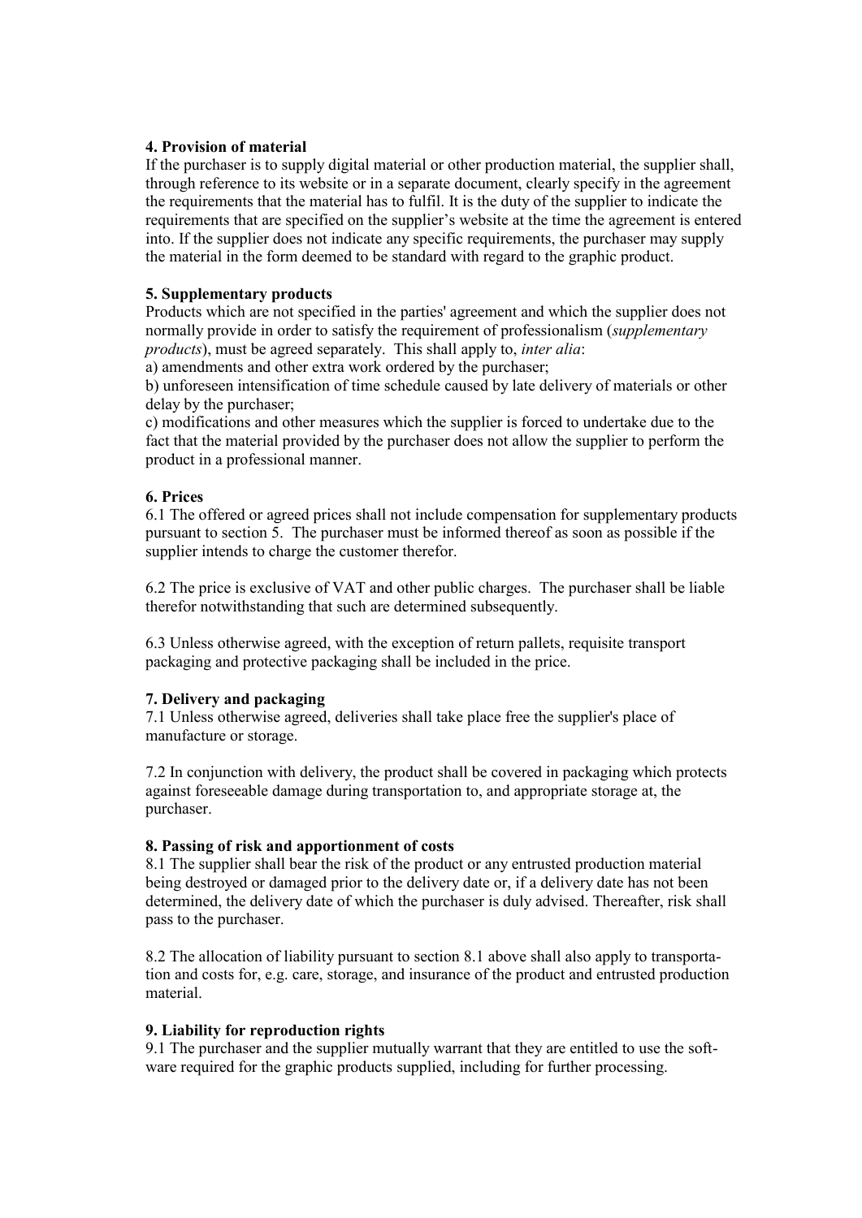**4. Provision of material**

If the purchaser is to supply digital material or other production material, the supplier shall, through reference to its website or in a separate document, clearly specify in the agreement the requirements that the material has to fulfil. It is the duty of the supplier to indicate the requirements that are specified on the supplier's website at the time the agreement is entered into. If the supplier does not indicate any specific requirements, the purchaser may supply the material in the form deemed to be standard with regard to the graphic product.

**5. Supplementary products**

Products which are not specified in the parties' agreement and which the supplier does not normally provide in order to satisfy the requirement of professionalism (*supplementary products*), must be agreed separately. This shall apply to, *inter alia*:

a) amendments and other extra work ordered by the purchaser;

b) unforeseen intensification of time schedule caused by late delivery of materials or other delay by the purchaser;

c) modifications and other measures which the supplier is forced to undertake due to the fact that the material provided by the purchaser does not allow the supplier to perform the product in a professional manner.

**6. Prices**

6.1 The offered or agreed prices shall not include compensation for supplementary products pursuant to section 5. The purchaser must be informed thereof as soon as possible if the supplier intends to charge the customer therefor.

6.2 The price is exclusive of VAT and other public charges. The purchaser shall be liable therefor notwithstanding that such are determined subsequently.

6.3 Unless otherwise agreed, with the exception of return pallets, requisite transport packaging and protective packaging shall be included in the price.

**7. Delivery and packaging**

7.1 Unless otherwise agreed, deliveries shall take place free the supplier's place of manufacture or storage.

7.2 In conjunction with delivery, the product shall be covered in packaging which protects against foreseeable damage during transportation to, and appropriate storage at, the purchaser.

**8. Passing of risk and apportionment of costs**

8.1 The supplier shall bear the risk of the product or any entrusted production material being destroyed or damaged prior to the delivery date or, if a delivery date has not been determined, the delivery date of which the purchaser is duly advised. Thereafter, risk shall pass to the purchaser.

8.2 The allocation of liability pursuant to section 8.1 above shall also apply to transportation and costs for, e.g. care, storage, and insurance of the product and entrusted production material.

**9. Liability for reproduction rights**

9.1 The purchaser and the supplier mutually warrant that they are entitled to use the software required for the graphic products supplied, including for further processing.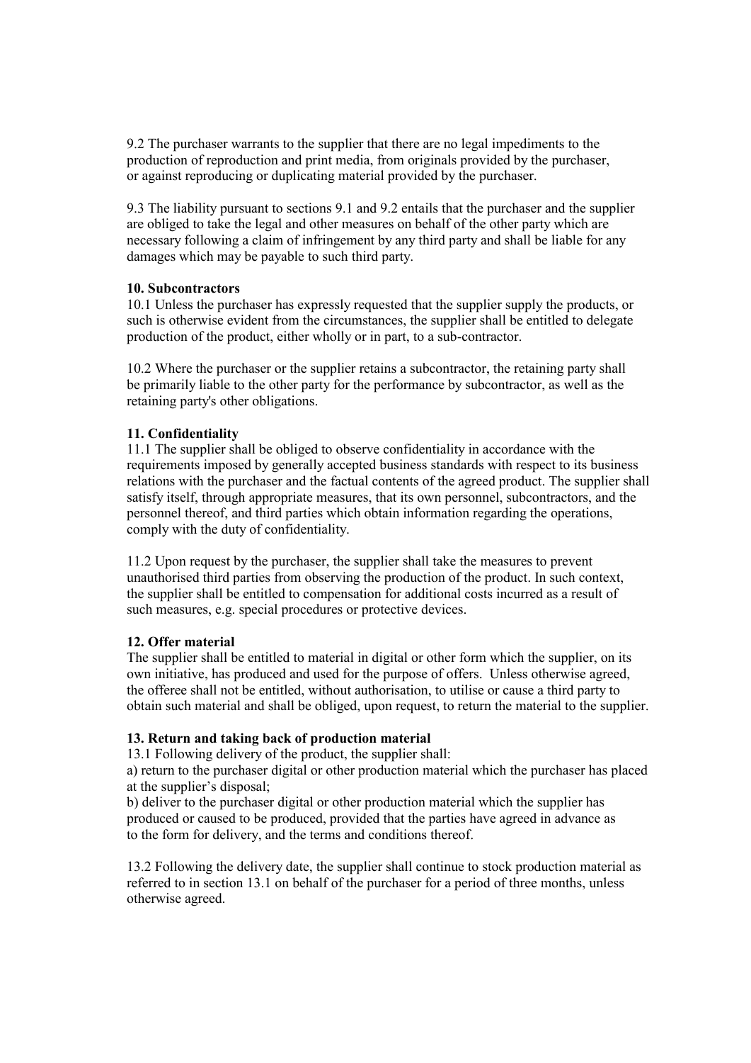9.2 The purchaser warrants to the supplier that there are no legal impediments to the production of reproduction and print media, from originals provided by the purchaser, or against reproducing or duplicating material provided by the purchaser.

9.3 The liability pursuant to sections 9.1 and 9.2 entails that the purchaser and the supplier are obliged to take the legal and other measures on behalf of the other party which are necessary following a claim of infringement by any third party and shall be liable for any damages which may be payable to such third party.

**10. Subcontractors**

10.1 Unless the purchaser has expressly requested that the supplier supply the products, or such is otherwise evident from the circumstances, the supplier shall be entitled to delegate production of the product, either wholly or in part, to a sub-contractor.

10.2 Where the purchaser or the supplier retains a subcontractor, the retaining party shall be primarily liable to the other party for the performance by subcontractor, as well as the retaining party's other obligations.

**11. Confidentiality**

11.1 The supplier shall be obliged to observe confidentiality in accordance with the requirements imposed by generally accepted business standards with respect to its business relations with the purchaser and the factual contents of the agreed product. The supplier shall satisfy itself, through appropriate measures, that its own personnel, subcontractors, and the personnel thereof, and third parties which obtain information regarding the operations, comply with the duty of confidentiality.

11.2 Upon request by the purchaser, the supplier shall take the measures to prevent unauthorised third parties from observing the production of the product. In such context, the supplier shall be entitled to compensation for additional costs incurred as a result of such measures, e.g. special procedures or protective devices.

**12. Offer material**

The supplier shall be entitled to material in digital or other form which the supplier, on its own initiative, has produced and used for the purpose of offers. Unless otherwise agreed, the offeree shall not be entitled, without authorisation, to utilise or cause a third party to obtain such material and shall be obliged, upon request, to return the material to the supplier.

**13. Return and taking back of production material**

13.1 Following delivery of the product, the supplier shall:

a) return to the purchaser digital or other production material which the purchaser has placed at the supplier's disposal;

b) deliver to the purchaser digital or other production material which the supplier has produced or caused to be produced, provided that the parties have agreed in advance as to the form for delivery, and the terms and conditions thereof.

13.2 Following the delivery date, the supplier shall continue to stock production material as referred to in section 13.1 on behalf of the purchaser for a period of three months, unless otherwise agreed.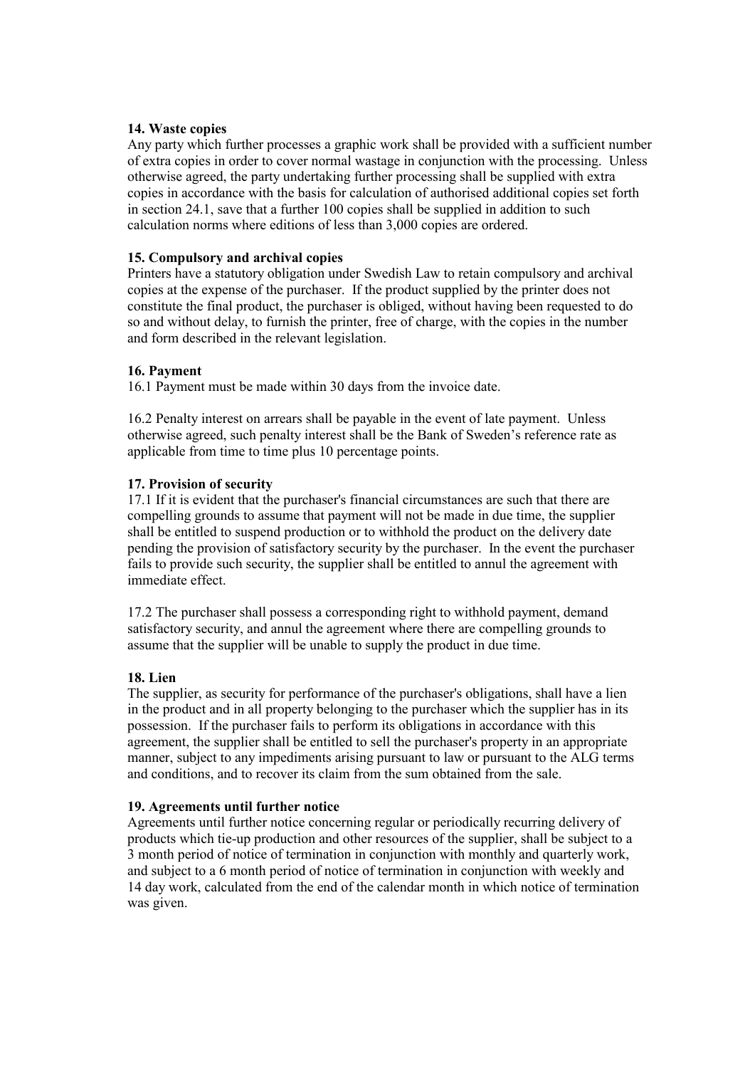**14. Waste copies**

Any party which further processes a graphic work shall be provided with a sufficient number of extra copies in order to cover normal wastage in conjunction with the processing. Unless otherwise agreed, the party undertaking further processing shall be supplied with extra copies in accordance with the basis for calculation of authorised additional copies set forth in section 24.1, save that a further 100 copies shall be supplied in addition to such calculation norms where editions of less than 3,000 copies are ordered.

**15. Compulsory and archival copies**

Printers have a statutory obligation under Swedish Law to retain compulsory and archival copies at the expense of the purchaser. If the product supplied by the printer does not constitute the final product, the purchaser is obliged, without having been requested to do so and without delay, to furnish the printer, free of charge, with the copies in the number and form described in the relevant legislation.

**16. Payment**

16.1 Payment must be made within 30 days from the invoice date.

16.2 Penalty interest on arrears shall be payable in the event of late payment. Unless otherwise agreed, such penalty interest shall be the Bank of Sweden's reference rate as applicable from time to time plus 10 percentage points.

**17. Provision of security**

17.1 If it is evident that the purchaser's financial circumstances are such that there are compelling grounds to assume that payment will not be made in due time, the supplier shall be entitled to suspend production or to withhold the product on the delivery date pending the provision of satisfactory security by the purchaser. In the event the purchaser fails to provide such security, the supplier shall be entitled to annul the agreement with immediate effect.

17.2 The purchaser shall possess a corresponding right to withhold payment, demand satisfactory security, and annul the agreement where there are compelling grounds to assume that the supplier will be unable to supply the product in due time.

**18. Lien**

The supplier, as security for performance of the purchaser's obligations, shall have a lien in the product and in all property belonging to the purchaser which the supplier has in its possession. If the purchaser fails to perform its obligations in accordance with this agreement, the supplier shall be entitled to sell the purchaser's property in an appropriate manner, subject to any impediments arising pursuant to law or pursuant to the ALG terms and conditions, and to recover its claim from the sum obtained from the sale.

**19. Agreements until further notice**

Agreements until further notice concerning regular or periodically recurring delivery of products which tie-up production and other resources of the supplier, shall be subject to a 3 month period of notice of termination in conjunction with monthly and quarterly work, and subject to a 6 month period of notice of termination in conjunction with weekly and 14 day work, calculated from the end of the calendar month in which notice of termination was given.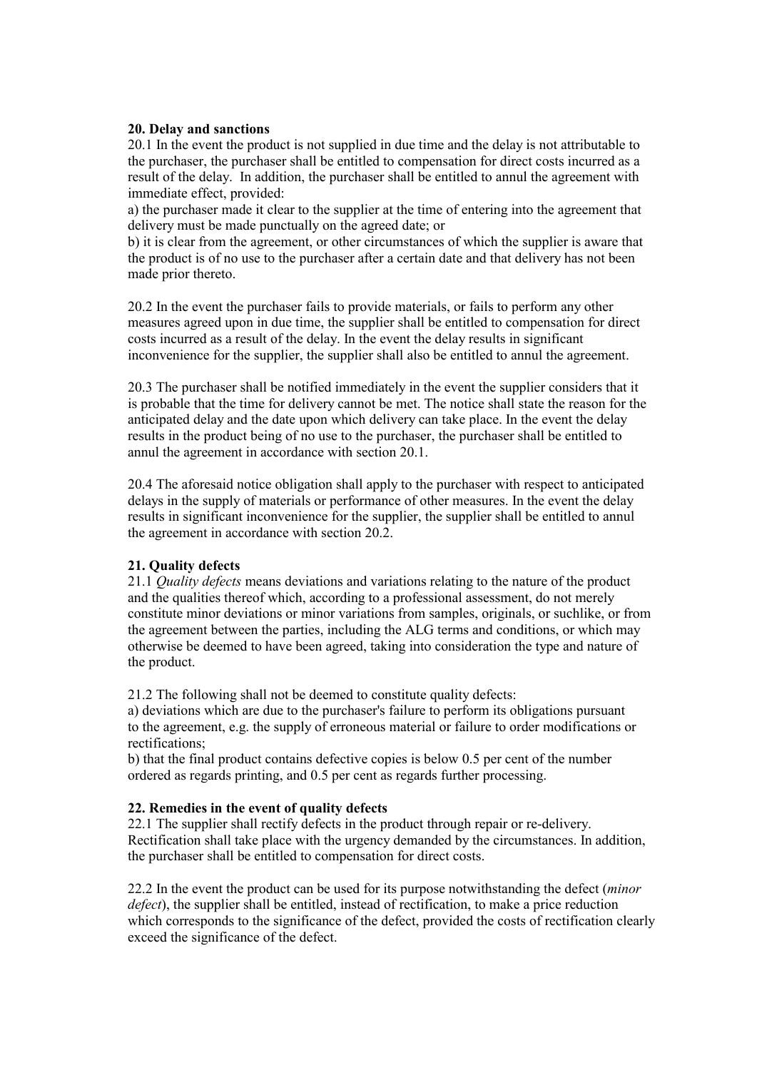**20. Delay and sanctions**

20.1 In the event the product is not supplied in due time and the delay is not attributable to the purchaser, the purchaser shall be entitled to compensation for direct costs incurred as a result of the delay. In addition, the purchaser shall be entitled to annul the agreement with immediate effect, provided:

a) the purchaser made it clear to the supplier at the time of entering into the agreement that delivery must be made punctually on the agreed date; or

b) it is clear from the agreement, or other circumstances of which the supplier is aware that the product is of no use to the purchaser after a certain date and that delivery has not been made prior thereto.

20.2 In the event the purchaser fails to provide materials, or fails to perform any other measures agreed upon in due time, the supplier shall be entitled to compensation for direct costs incurred as a result of the delay. In the event the delay results in significant inconvenience for the supplier, the supplier shall also be entitled to annul the agreement.

20.3 The purchaser shall be notified immediately in the event the supplier considers that it is probable that the time for delivery cannot be met. The notice shall state the reason for the anticipated delay and the date upon which delivery can take place. In the event the delay results in the product being of no use to the purchaser, the purchaser shall be entitled to annul the agreement in accordance with section 20.1.

20.4 The aforesaid notice obligation shall apply to the purchaser with respect to anticipated delays in the supply of materials or performance of other measures. In the event the delay results in significant inconvenience for the supplier, the supplier shall be entitled to annul the agreement in accordance with section 20.2.

**21. Quality defects**

21.1 *Quality defects* means deviations and variations relating to the nature of the product and the qualities thereof which, according to a professional assessment, do not merely constitute minor deviations or minor variations from samples, originals, or suchlike, or from the agreement between the parties, including the ALG terms and conditions, or which may otherwise be deemed to have been agreed, taking into consideration the type and nature of the product.

21.2 The following shall not be deemed to constitute quality defects:

a) deviations which are due to the purchaser's failure to perform its obligations pursuant to the agreement, e.g. the supply of erroneous material or failure to order modifications or rectifications;

b) that the final product contains defective copies is below 0.5 per cent of the number ordered as regards printing, and 0.5 per cent as regards further processing.

**22. Remedies in the event of quality defects**

22.1 The supplier shall rectify defects in the product through repair or re-delivery. Rectification shall take place with the urgency demanded by the circumstances. In addition, the purchaser shall be entitled to compensation for direct costs.

22.2 In the event the product can be used for its purpose notwithstanding the defect (*minor defect*), the supplier shall be entitled, instead of rectification, to make a price reduction which corresponds to the significance of the defect, provided the costs of rectification clearly exceed the significance of the defect.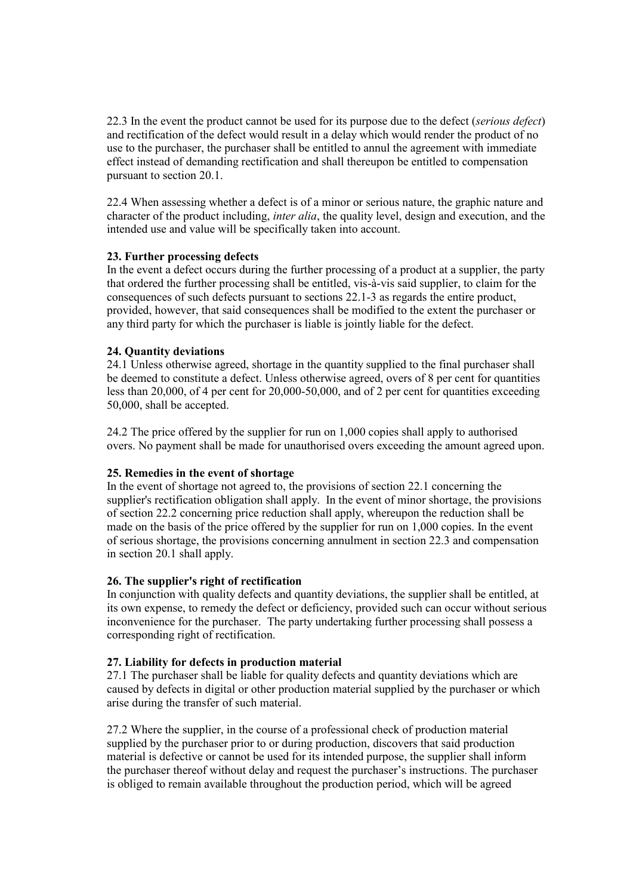22.3 In the event the product cannot be used for its purpose due to the defect (*serious defect*) and rectification of the defect would result in a delay which would render the product of no use to the purchaser, the purchaser shall be entitled to annul the agreement with immediate effect instead of demanding rectification and shall thereupon be entitled to compensation pursuant to section 20.1.

22.4 When assessing whether a defect is of a minor or serious nature, the graphic nature and character of the product including, *inter alia*, the quality level, design and execution, and the intended use and value will be specifically taken into account.

**23. Further processing defects**
In the event a defect occurs during the further processing of a product at a supplier, the party that ordered the further processing shall be entitled, vis-à-vis said supplier, to claim for the consequences of such defects pursuant to sections 22.1-3 as regards the entire product, provided, however, that said consequences shall be modified to the extent the purchaser or any third party for which the purchaser is liable is jointly liable for the defect.

**24. Quantity deviations**
24.1 Unless otherwise agreed, shortage in the quantity supplied to the final purchaser shall be deemed to constitute a defect. Unless otherwise agreed, overs of 8 per cent for quantities less than 20,000, of 4 per cent for 20,000-50,000, and of 2 per cent for quantities exceeding 50,000, shall be accepted.

24.2 The price offered by the supplier for run on 1,000 copies shall apply to authorised overs. No payment shall be made for unauthorised overs exceeding the amount agreed upon.

**25. Remedies in the event of shortage**
In the event of shortage not agreed to, the provisions of section 22.1 concerning the supplier's rectification obligation shall apply. In the event of minor shortage, the provisions of section 22.2 concerning price reduction shall apply, whereupon the reduction shall be made on the basis of the price offered by the supplier for run on 1,000 copies. In the event of serious shortage, the provisions concerning annulment in section 22.3 and compensation in section 20.1 shall apply.

**26. The supplier's right of rectification**
In conjunction with quality defects and quantity deviations, the supplier shall be entitled, at its own expense, to remedy the defect or deficiency, provided such can occur without serious inconvenience for the purchaser. The party undertaking further processing shall possess a corresponding right of rectification.

**27. Liability for defects in production material**
27.1 The purchaser shall be liable for quality defects and quantity deviations which are caused by defects in digital or other production material supplied by the purchaser or which arise during the transfer of such material.

27.2 Where the supplier, in the course of a professional check of production material supplied by the purchaser prior to or during production, discovers that said production material is defective or cannot be used for its intended purpose, the supplier shall inform the purchaser thereof without delay and request the purchaser's instructions. The purchaser is obliged to remain available throughout the production period, which will be agreed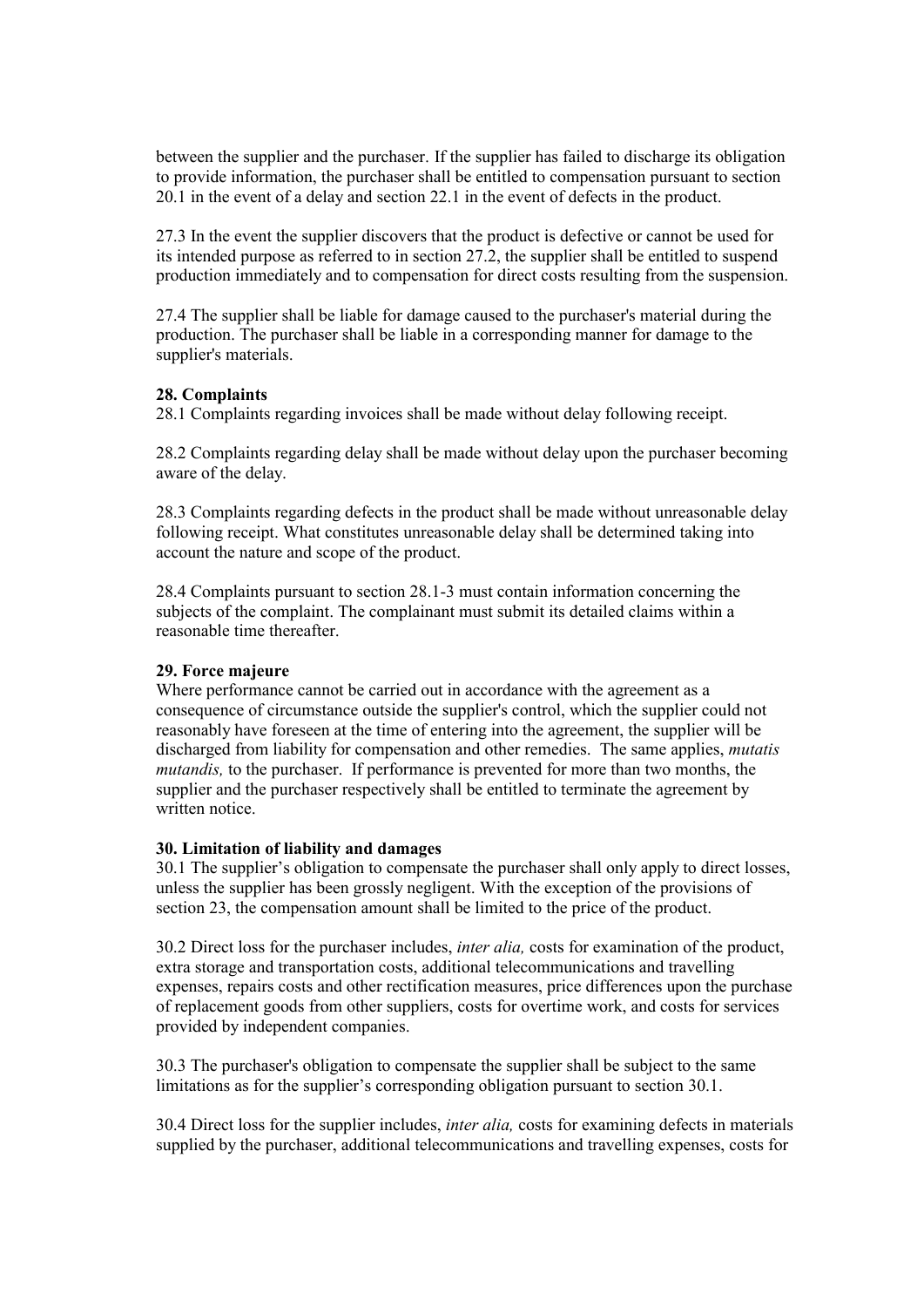between the supplier and the purchaser. If the supplier has failed to discharge its obligation to provide information, the purchaser shall be entitled to compensation pursuant to section 20.1 in the event of a delay and section 22.1 in the event of defects in the product.

27.3 In the event the supplier discovers that the product is defective or cannot be used for its intended purpose as referred to in section 27.2, the supplier shall be entitled to suspend production immediately and to compensation for direct costs resulting from the suspension.

27.4 The supplier shall be liable for damage caused to the purchaser's material during the production. The purchaser shall be liable in a corresponding manner for damage to the supplier's materials.

**28. Complaints**

28.1 Complaints regarding invoices shall be made without delay following receipt.

28.2 Complaints regarding delay shall be made without delay upon the purchaser becoming aware of the delay.

28.3 Complaints regarding defects in the product shall be made without unreasonable delay following receipt. What constitutes unreasonable delay shall be determined taking into account the nature and scope of the product.

28.4 Complaints pursuant to section 28.1-3 must contain information concerning the subjects of the complaint. The complainant must submit its detailed claims within a reasonable time thereafter.

**29. Force majeure**

Where performance cannot be carried out in accordance with the agreement as a consequence of circumstance outside the supplier's control, which the supplier could not reasonably have foreseen at the time of entering into the agreement, the supplier will be discharged from liability for compensation and other remedies. The same applies, *mutatis mutandis,* to the purchaser. If performance is prevented for more than two months, the supplier and the purchaser respectively shall be entitled to terminate the agreement by written notice.

**30. Limitation of liability and damages**

30.1 The supplier's obligation to compensate the purchaser shall only apply to direct losses, unless the supplier has been grossly negligent. With the exception of the provisions of section 23, the compensation amount shall be limited to the price of the product.

30.2 Direct loss for the purchaser includes, *inter alia,* costs for examination of the product, extra storage and transportation costs, additional telecommunications and travelling expenses, repairs costs and other rectification measures, price differences upon the purchase of replacement goods from other suppliers, costs for overtime work, and costs for services provided by independent companies.

30.3 The purchaser's obligation to compensate the supplier shall be subject to the same limitations as for the supplier's corresponding obligation pursuant to section 30.1.

30.4 Direct loss for the supplier includes, *inter alia,* costs for examining defects in materials supplied by the purchaser, additional telecommunications and travelling expenses, costs for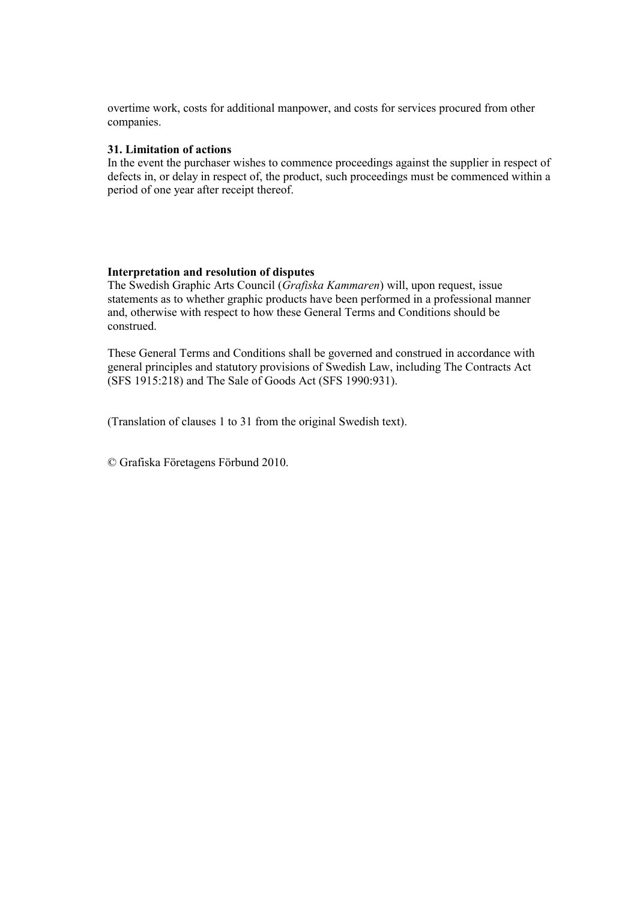overtime work, costs for additional manpower, and costs for services procured from other companies.

**31. Limitation of actions**
In the event the purchaser wishes to commence proceedings against the supplier in respect of defects in, or delay in respect of, the product, such proceedings must be commenced within a period of one year after receipt thereof.

**Interpretation and resolution of disputes**
The Swedish Graphic Arts Council (*Grafiska Kammaren*) will, upon request, issue statements as to whether graphic products have been performed in a professional manner and, otherwise with respect to how these General Terms and Conditions should be construed.

These General Terms and Conditions shall be governed and construed in accordance with general principles and statutory provisions of Swedish Law, including The Contracts Act (SFS 1915:218) and The Sale of Goods Act (SFS 1990:931).

(Translation of clauses 1 to 31 from the original Swedish text).

© Grafiska Företagens Förbund 2010.